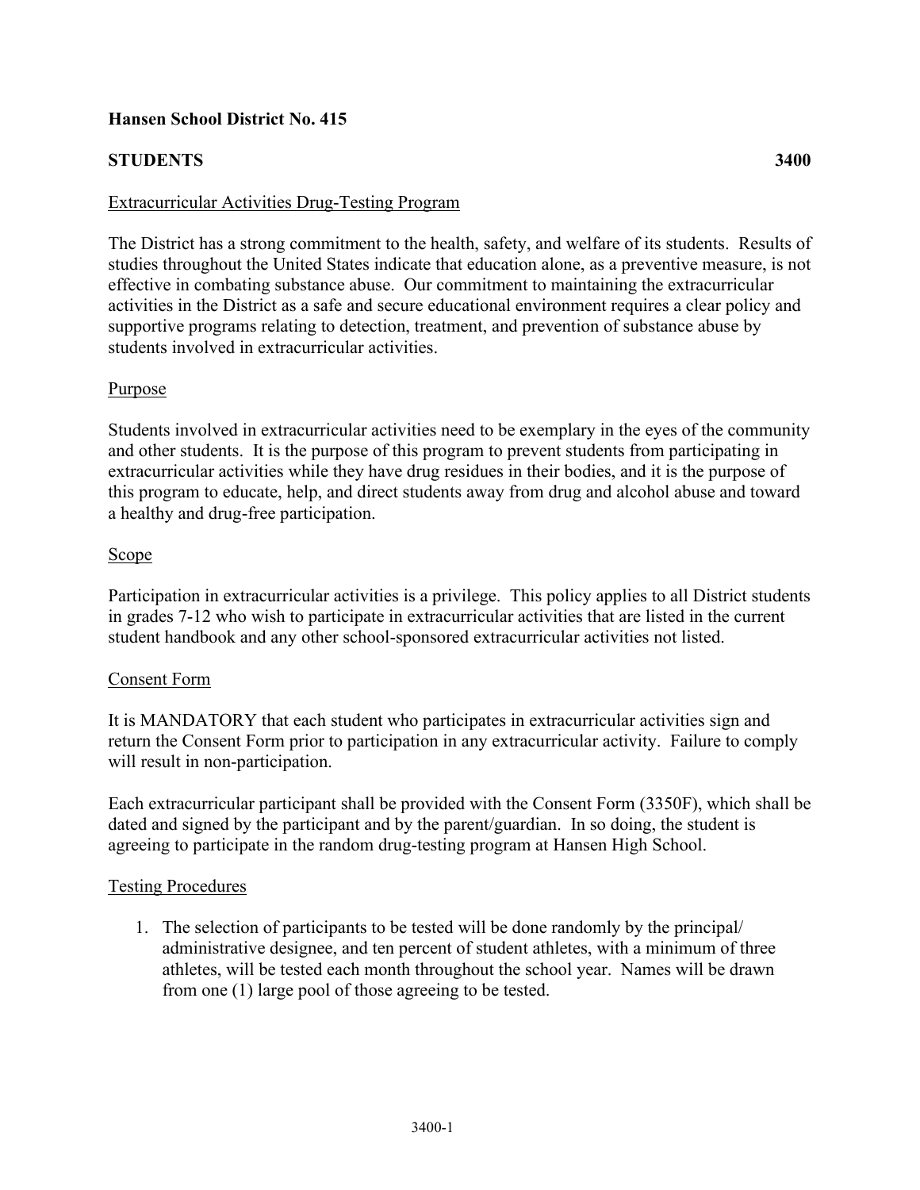**Hansen School District No. 415**

**STUDENTS** **3400**

<u>Extracurricular Activities Drug-Testing Program</u>

The District has a strong commitment to the health, safety, and welfare of its students. Results of studies throughout the United States indicate that education alone, as a preventive measure, is not effective in combating substance abuse. Our commitment to maintaining the extracurricular activities in the District as a safe and secure educational environment requires a clear policy and supportive programs relating to detection, treatment, and prevention of substance abuse by students involved in extracurricular activities.

<u>Purpose</u>

Students involved in extracurricular activities need to be exemplary in the eyes of the community and other students. It is the purpose of this program to prevent students from participating in extracurricular activities while they have drug residues in their bodies, and it is the purpose of this program to educate, help, and direct students away from drug and alcohol abuse and toward a healthy and drug-free participation.

<u>Scope</u>

Participation in extracurricular activities is a privilege. This policy applies to all District students in grades 7-12 who wish to participate in extracurricular activities that are listed in the current student handbook and any other school-sponsored extracurricular activities not listed.

<u>Consent Form</u>

It is MANDATORY that each student who participates in extracurricular activities sign and return the Consent Form prior to participation in any extracurricular activity. Failure to comply will result in non-participation.

Each extracurricular participant shall be provided with the Consent Form (3350F), which shall be dated and signed by the participant and by the parent/guardian. In so doing, the student is agreeing to participate in the random drug-testing program at Hansen High School.

<u>Testing Procedures</u>

1. The selection of participants to be tested will be done randomly by the principal/ administrative designee, and ten percent of student athletes, with a minimum of three athletes, will be tested each month throughout the school year. Names will be drawn from one (1) large pool of those agreeing to be tested.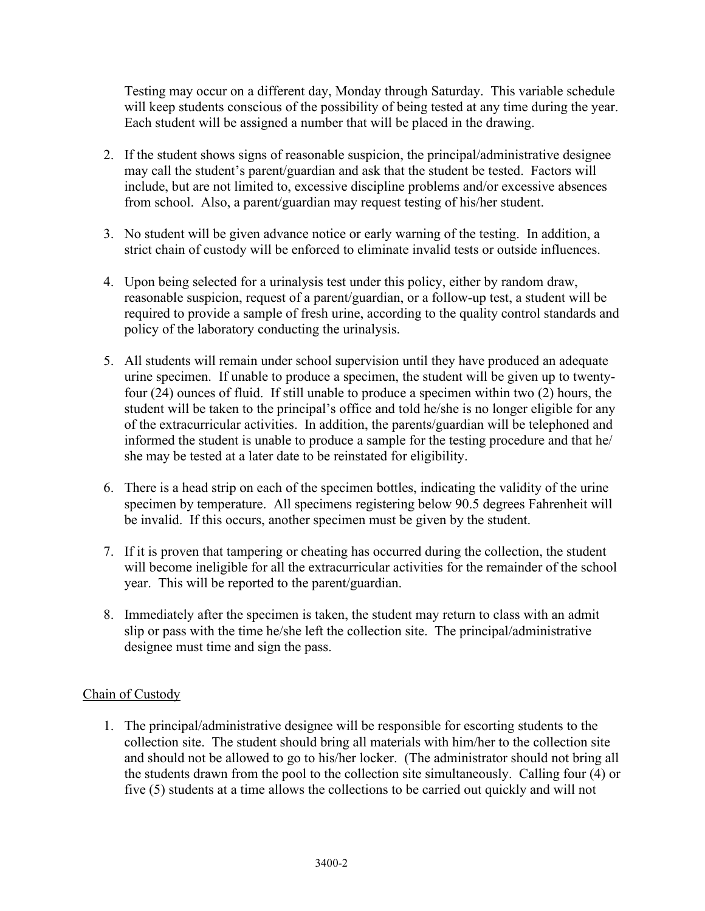Testing may occur on a different day, Monday through Saturday. This variable schedule will keep students conscious of the possibility of being tested at any time during the year. Each student will be assigned a number that will be placed in the drawing.

2. If the student shows signs of reasonable suspicion, the principal/administrative designee may call the student's parent/guardian and ask that the student be tested. Factors will include, but are not limited to, excessive discipline problems and/or excessive absences from school. Also, a parent/guardian may request testing of his/her student.

3. No student will be given advance notice or early warning of the testing. In addition, a strict chain of custody will be enforced to eliminate invalid tests or outside influences.

4. Upon being selected for a urinalysis test under this policy, either by random draw, reasonable suspicion, request of a parent/guardian, or a follow-up test, a student will be required to provide a sample of fresh urine, according to the quality control standards and policy of the laboratory conducting the urinalysis.

5. All students will remain under school supervision until they have produced an adequate urine specimen. If unable to produce a specimen, the student will be given up to twenty-four (24) ounces of fluid. If still unable to produce a specimen within two (2) hours, the student will be taken to the principal's office and told he/she is no longer eligible for any of the extracurricular activities. In addition, the parents/guardian will be telephoned and informed the student is unable to produce a sample for the testing procedure and that he/she may be tested at a later date to be reinstated for eligibility.

6. There is a head strip on each of the specimen bottles, indicating the validity of the urine specimen by temperature. All specimens registering below 90.5 degrees Fahrenheit will be invalid. If this occurs, another specimen must be given by the student.

7. If it is proven that tampering or cheating has occurred during the collection, the student will become ineligible for all the extracurricular activities for the remainder of the school year. This will be reported to the parent/guardian.

8. Immediately after the specimen is taken, the student may return to class with an admit slip or pass with the time he/she left the collection site. The principal/administrative designee must time and sign the pass.

## Chain of Custody

1. The principal/administrative designee will be responsible for escorting students to the collection site. The student should bring all materials with him/her to the collection site and should not be allowed to go to his/her locker. (The administrator should not bring all the students drawn from the pool to the collection site simultaneously. Calling four (4) or five (5) students at a time allows the collections to be carried out quickly and will not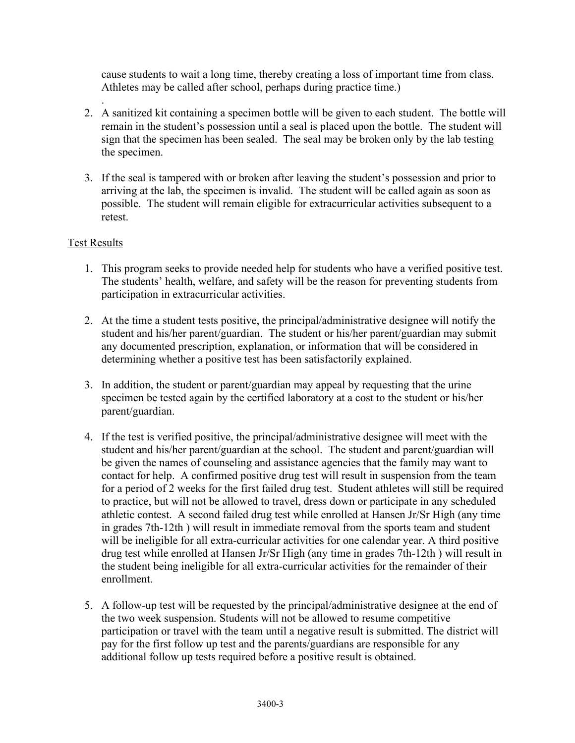cause students to wait a long time, thereby creating a loss of important time from class. Athletes may be called after school, perhaps during practice time.)

.

2. A sanitized kit containing a specimen bottle will be given to each student. The bottle will remain in the student's possession until a seal is placed upon the bottle. The student will sign that the specimen has been sealed. The seal may be broken only by the lab testing the specimen.

3. If the seal is tampered with or broken after leaving the student's possession and prior to arriving at the lab, the specimen is invalid. The student will be called again as soon as possible. The student will remain eligible for extracurricular activities subsequent to a retest.

Test Results

1. This program seeks to provide needed help for students who have a verified positive test. The students' health, welfare, and safety will be the reason for preventing students from participation in extracurricular activities.

2. At the time a student tests positive, the principal/administrative designee will notify the student and his/her parent/guardian. The student or his/her parent/guardian may submit any documented prescription, explanation, or information that will be considered in determining whether a positive test has been satisfactorily explained.

3. In addition, the student or parent/guardian may appeal by requesting that the urine specimen be tested again by the certified laboratory at a cost to the student or his/her parent/guardian.

4. If the test is verified positive, the principal/administrative designee will meet with the student and his/her parent/guardian at the school. The student and parent/guardian will be given the names of counseling and assistance agencies that the family may want to contact for help. A confirmed positive drug test will result in suspension from the team for a period of 2 weeks for the first failed drug test. Student athletes will still be required to practice, but will not be allowed to travel, dress down or participate in any scheduled athletic contest. A second failed drug test while enrolled at Hansen Jr/Sr High (any time in grades 7th-12th ) will result in immediate removal from the sports team and student will be ineligible for all extra-curricular activities for one calendar year. A third positive drug test while enrolled at Hansen Jr/Sr High (any time in grades 7th-12th ) will result in the student being ineligible for all extra-curricular activities for the remainder of their enrollment.

5. A follow-up test will be requested by the principal/administrative designee at the end of the two week suspension. Students will not be allowed to resume competitive participation or travel with the team until a negative result is submitted. The district will pay for the first follow up test and the parents/guardians are responsible for any additional follow up tests required before a positive result is obtained.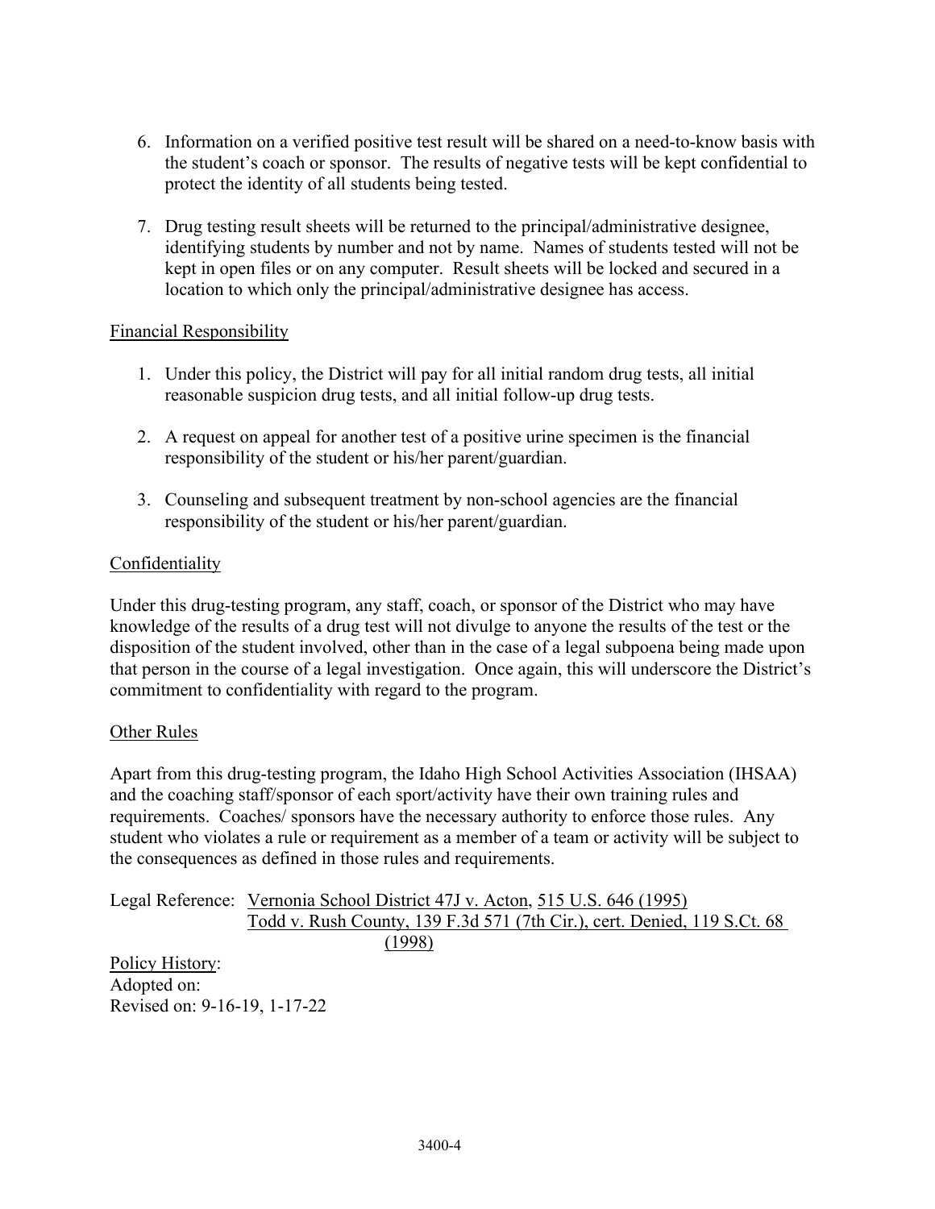6. Information on a verified positive test result will be shared on a need-to-know basis with the student's coach or sponsor. The results of negative tests will be kept confidential to protect the identity of all students being tested.

7. Drug testing result sheets will be returned to the principal/administrative designee, identifying students by number and not by name. Names of students tested will not be kept in open files or on any computer. Result sheets will be locked and secured in a location to which only the principal/administrative designee has access.

<u>Financial Responsibility</u>

1. Under this policy, the District will pay for all initial random drug tests, all initial reasonable suspicion drug tests, and all initial follow-up drug tests.

2. A request on appeal for another test of a positive urine specimen is the financial responsibility of the student or his/her parent/guardian.

3. Counseling and subsequent treatment by non-school agencies are the financial responsibility of the student or his/her parent/guardian.

<u>Confidentiality</u>

Under this drug-testing program, any staff, coach, or sponsor of the District who may have knowledge of the results of a drug test will not divulge to anyone the results of the test or the disposition of the student involved, other than in the case of a legal subpoena being made upon that person in the course of a legal investigation. Once again, this will underscore the District's commitment to confidentiality with regard to the program.

<u>Other Rules</u>

Apart from this drug-testing program, the Idaho High School Activities Association (IHSAA) and the coaching staff/sponsor of each sport/activity have their own training rules and requirements. Coaches/ sponsors have the necessary authority to enforce those rules. Any student who violates a rule or requirement as a member of a team or activity will be subject to the consequences as defined in those rules and requirements.

Legal Reference: <u>Vernonia School District 47J v. Acton</u>, <u>515 U.S. 646 (1995)</u>
<u>Todd v. Rush County, 139 F.3d 571 (7th Cir.), cert. Denied, 119 S.Ct. 68 (1998)</u>

<u>Policy History</u>:
Adopted on:
Revised on: 9-16-19, 1-17-22